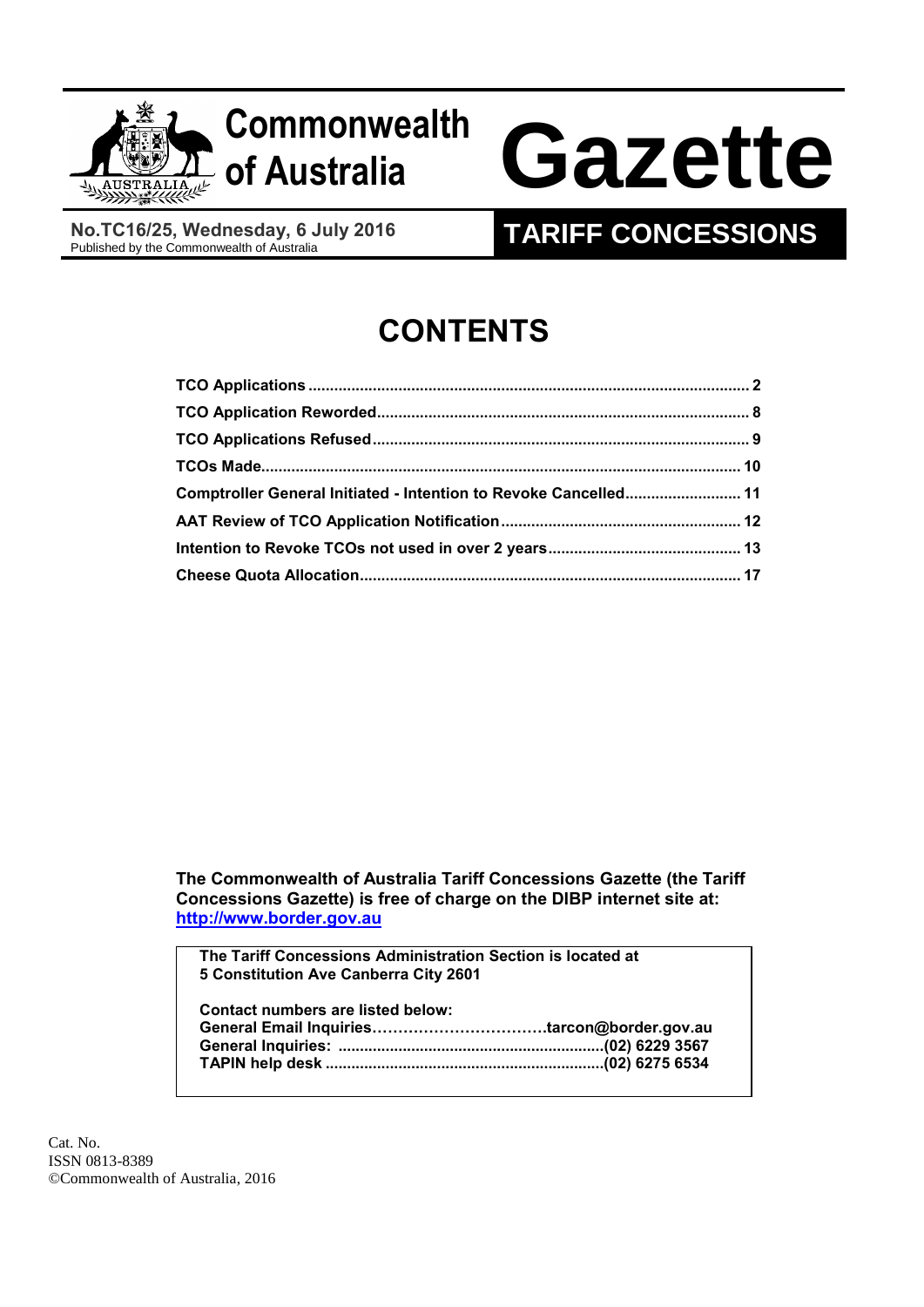# Commonwealth of Australia Gazette

**No.TC16/25, Wednesday, 6 July 2016**
Published by the Commonwealth of Australia

## TARIFF CONCESSIONS

# CONTENTS

| | |
|---|---|
| **TCO Applications** | **2** |
| **TCO Application Reworded** | **8** |
| **TCO Applications Refused** | **9** |
| **TCOs Made** | **10** |
| **Comptroller General Initiated - Intention to Revoke Cancelled** | **11** |
| **AAT Review of TCO Application Notification** | **12** |
| **Intention to Revoke TCOs not used in over 2 years** | **13** |
| **Cheese Quota Allocation** | **17** |

**The Commonwealth of Australia Tariff Concessions Gazette (the Tariff Concessions Gazette) is free of charge on the DIBP internet site at: [http://www.border.gov.au](http://www.border.gov.au)**

**The Tariff Concessions Administration Section is located at 5 Constitution Ave Canberra City 2601**

**Contact numbers are listed below:**

**General Email Inquiries……………………………tarcon@border.gov.au**
**General Inquiries: ............................................................(02) 6229 3567**
**TAPIN help desk ...............................................................(02) 6275 6534**

Cat. No.
ISSN 0813-8389
©Commonwealth of Australia, 2016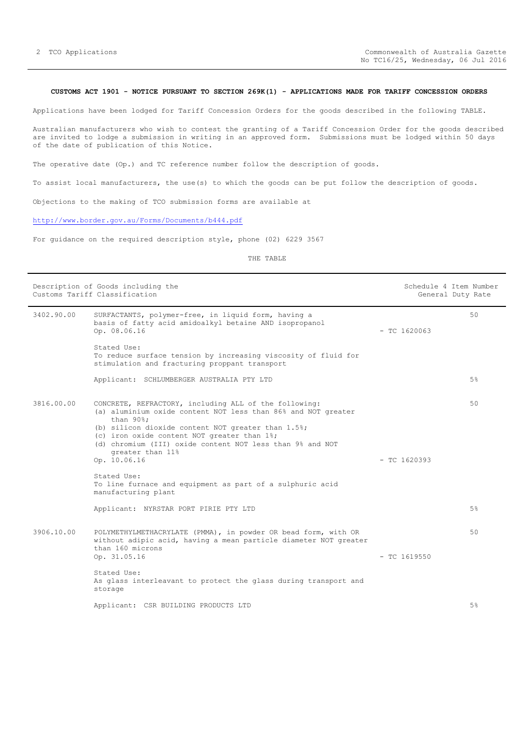**CUSTOMS ACT 1901 - NOTICE PURSUANT TO SECTION 269K(1) - APPLICATIONS MADE FOR TARIFF CONCESSION ORDERS**

Applications have been lodged for Tariff Concession Orders for the goods described in the following TABLE.

Australian manufacturers who wish to contest the granting of a Tariff Concession Order for the goods described are invited to lodge a submission in writing in an approved form. Submissions must be lodged within 50 days of the date of publication of this Notice.

The operative date (Op.) and TC reference number follow the description of goods.

To assist local manufacturers, the use(s) to which the goods can be put follow the description of goods.

Objections to the making of TCO submission forms are available at

http://www.border.gov.au/Forms/Documents/b444.pdf

For guidance on the required description style, phone (02) 6229 3567

THE TABLE

| Description of Goods including the Customs Tariff Classification | | | Schedule 4 Item Number General Duty Rate |
|---|---|---|---|
| 3402.90.00 | SURFACTANTS, polymer-free, in liquid form, having a basis of fatty acid amidoalkyl betaine AND isopropanol<br>Op. 08.06.16<br><br>Stated Use:<br>To reduce surface tension by increasing viscosity of fluid for stimulation and fracturing proppant transport<br><br>Applicant: SCHLUMBERGER AUSTRALIA PTY LTD | - TC 1620063 | 50<br><br>5% |
| 3816.00.00 | CONCRETE, REFRACTORY, including ALL of the following:<br>(a) aluminium oxide content NOT less than 86% and NOT greater than 90%;<br>(b) silicon dioxide content NOT greater than 1.5%;<br>(c) iron oxide content NOT greater than 1%;<br>(d) chromium (III) oxide content NOT less than 9% and NOT greater than 11%<br>Op. 10.06.16<br><br>Stated Use:<br>To line furnace and equipment as part of a sulphuric acid manufacturing plant<br><br>Applicant: NYRSTAR PORT PIRIE PTY LTD | - TC 1620393 | 50<br><br>5% |
| 3906.10.00 | POLYMETHYLMETHACRYLATE (PMMA), in powder OR bead form, with OR without adipic acid, having a mean particle diameter NOT greater than 160 microns<br>Op. 31.05.16<br><br>Stated Use:<br>As glass interleavant to protect the glass during transport and storage<br><br>Applicant: CSR BUILDING PRODUCTS LTD | - TC 1619550 | 50<br><br>5% |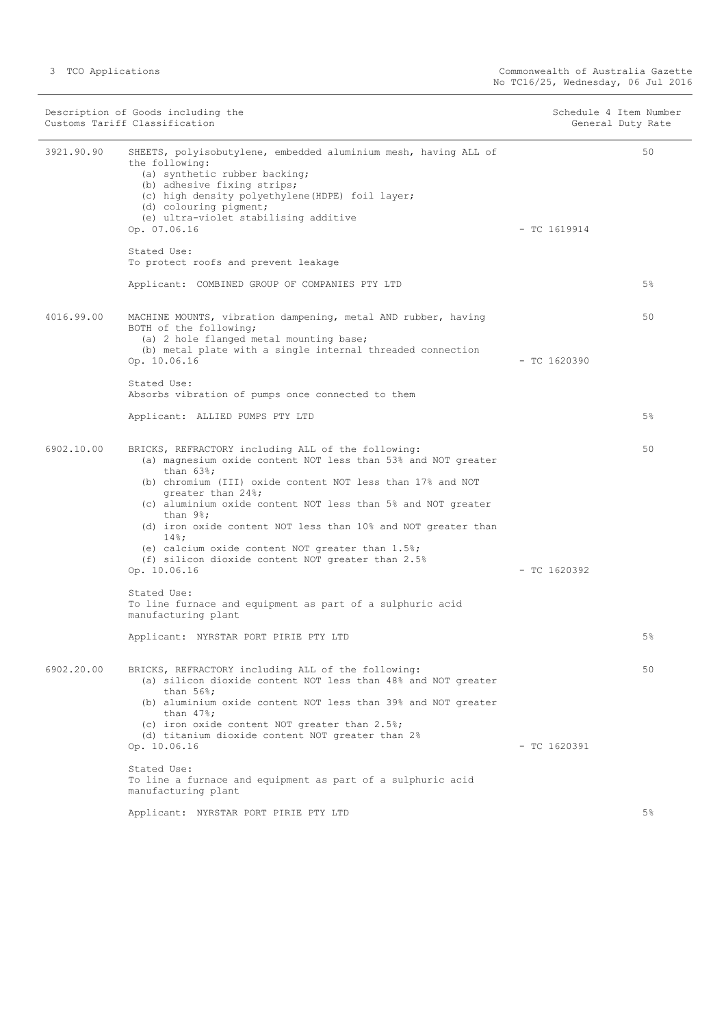| Description of Goods including the Customs Tariff Classification | | Schedule 4 Item Number | General Duty Rate |
|---|---|---|---|
| 3921.90.90 | SHEETS, polyisobutylene, embedded aluminium mesh, having ALL of the following:<br>(a) synthetic rubber backing;<br>(b) adhesive fixing strips;<br>(c) high density polyethylene(HDPE) foil layer;<br>(d) colouring pigment;<br>(e) ultra-violet stabilising additive<br>Op. 07.06.16<br><br>Stated Use:<br>To protect roofs and prevent leakage<br><br>Applicant: COMBINED GROUP OF COMPANIES PTY LTD | - TC 1619914 | 50<br><br>5% |
| 4016.99.00 | MACHINE MOUNTS, vibration dampening, metal AND rubber, having BOTH of the following;<br>(a) 2 hole flanged metal mounting base;<br>(b) metal plate with a single internal threaded connection<br>Op. 10.06.16<br><br>Stated Use:<br>Absorbs vibration of pumps once connected to them<br><br>Applicant: ALLIED PUMPS PTY LTD | - TC 1620390 | 50<br><br>5% |
| 6902.10.00 | BRICKS, REFRACTORY including ALL of the following:<br>(a) magnesium oxide content NOT less than 53% and NOT greater than 63%;<br>(b) chromium (III) oxide content NOT less than 17% and NOT greater than 24%;<br>(c) aluminium oxide content NOT less than 5% and NOT greater than 9%;<br>(d) iron oxide content NOT less than 10% and NOT greater than 14%;<br>(e) calcium oxide content NOT greater than 1.5%;<br>(f) silicon dioxide content NOT greater than 2.5%<br>Op. 10.06.16<br><br>Stated Use:<br>To line furnace and equipment as part of a sulphuric acid manufacturing plant<br><br>Applicant: NYRSTAR PORT PIRIE PTY LTD | - TC 1620392 | 50<br><br>5% |
| 6902.20.00 | BRICKS, REFRACTORY including ALL of the following:<br>(a) silicon dioxide content NOT less than 48% and NOT greater than 56%;<br>(b) aluminium oxide content NOT less than 39% and NOT greater than 47%;<br>(c) iron oxide content NOT greater than 2.5%;<br>(d) titanium dioxide content NOT greater than 2%<br>Op. 10.06.16<br><br>Stated Use:<br>To line a furnace and equipment as part of a sulphuric acid manufacturing plant<br><br>Applicant: NYRSTAR PORT PIRIE PTY LTD | - TC 1620391 | 50<br><br>5% |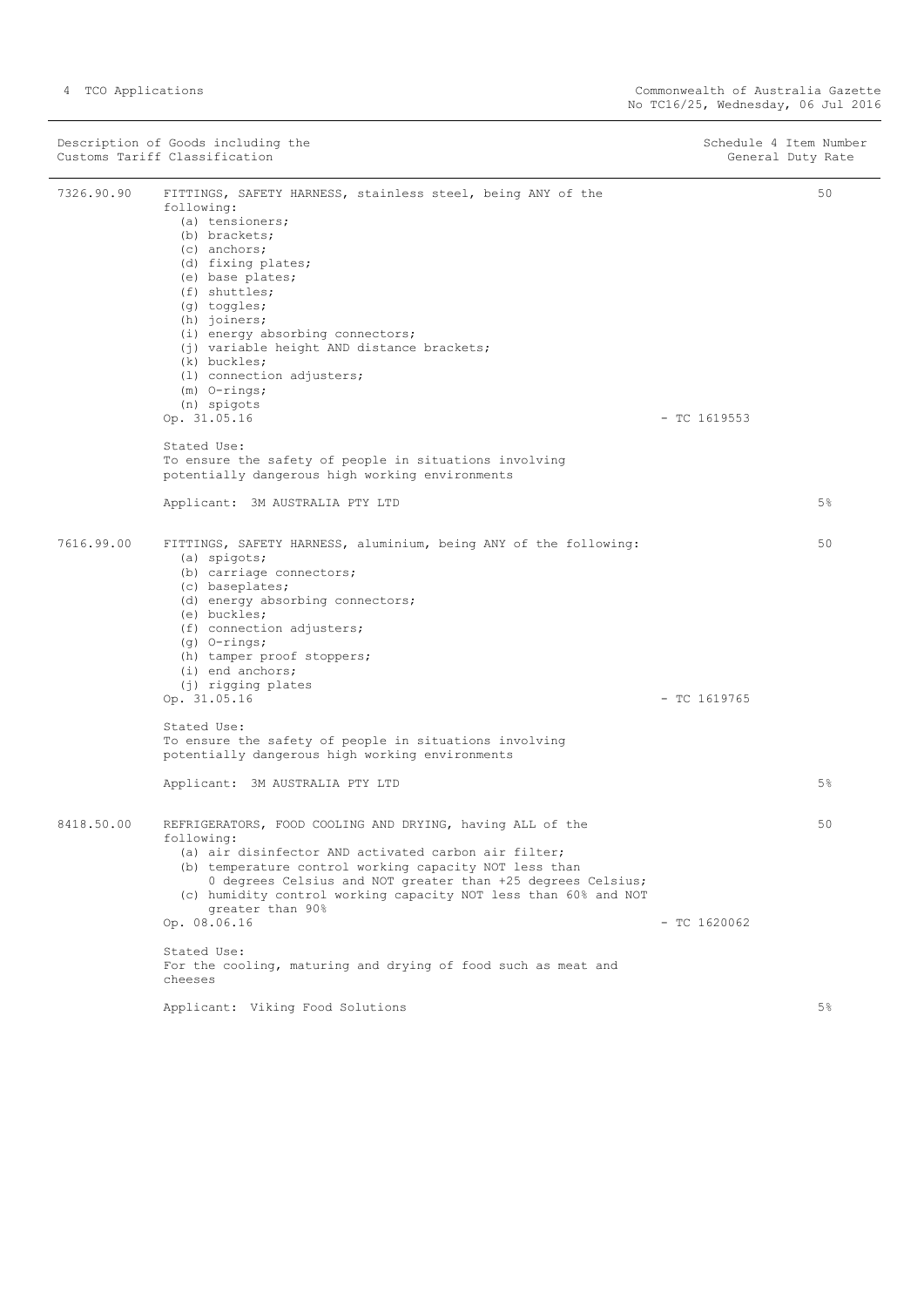| Description of Goods including the Customs Tariff Classification | | Schedule 4 Item Number | General Duty Rate |
|---|---|---|---|
| 7326.90.90 | FITTINGS, SAFETY HARNESS, stainless steel, being ANY of the following:<br>(a) tensioners;<br>(b) brackets;<br>(c) anchors;<br>(d) fixing plates;<br>(e) base plates;<br>(f) shuttles;<br>(g) toggles;<br>(h) joiners;<br>(i) energy absorbing connectors;<br>(j) variable height AND distance brackets;<br>(k) buckles;<br>(l) connection adjusters;<br>(m) O-rings;<br>(n) spigots<br>Op. 31.05.16<br><br>Stated Use:<br>To ensure the safety of people in situations involving potentially dangerous high working environments<br><br>Applicant: 3M AUSTRALIA PTY LTD | - TC 1619553 | 50<br><br>5% |
| 7616.99.00 | FITTINGS, SAFETY HARNESS, aluminium, being ANY of the following:<br>(a) spigots;<br>(b) carriage connectors;<br>(c) baseplates;<br>(d) energy absorbing connectors;<br>(e) buckles;<br>(f) connection adjusters;<br>(g) O-rings;<br>(h) tamper proof stoppers;<br>(i) end anchors;<br>(j) rigging plates<br>Op. 31.05.16<br><br>Stated Use:<br>To ensure the safety of people in situations involving potentially dangerous high working environments<br><br>Applicant: 3M AUSTRALIA PTY LTD | - TC 1619765 | 50<br><br>5% |
| 8418.50.00 | REFRIGERATORS, FOOD COOLING AND DRYING, having ALL of the following:<br>(a) air disinfector AND activated carbon air filter;<br>(b) temperature control working capacity NOT less than 0 degrees Celsius and NOT greater than +25 degrees Celsius;<br>(c) humidity control working capacity NOT less than 60% and NOT greater than 90%<br>Op. 08.06.16<br><br>Stated Use:<br>For the cooling, maturing and drying of food such as meat and cheeses<br><br>Applicant: Viking Food Solutions | - TC 1620062 | 50<br><br>5% |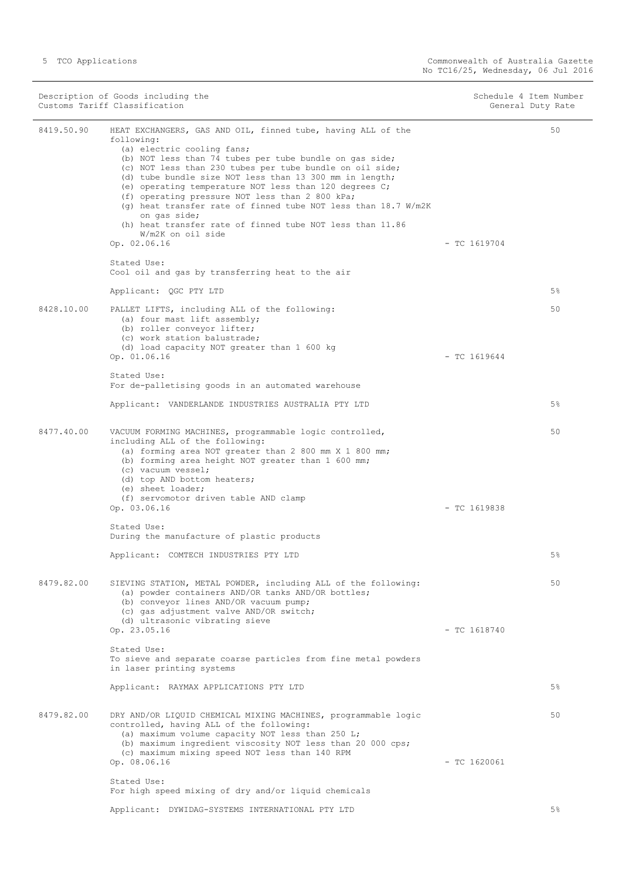| Description of Goods including the Customs Tariff Classification | | Schedule 4 Item Number General Duty Rate |
|---|---|---|
| 8419.50.90 | HEAT EXCHANGERS, GAS AND OIL, finned tube, having ALL of the following:<br>(a) electric cooling fans;<br>(b) NOT less than 74 tubes per tube bundle on gas side;<br>(c) NOT less than 230 tubes per tube bundle on oil side;<br>(d) tube bundle size NOT less than 13 300 mm in length;<br>(e) operating temperature NOT less than 120 degrees C;<br>(f) operating pressure NOT less than 2 800 kPa;<br>(g) heat transfer rate of finned tube NOT less than 18.7 W/m2K on gas side;<br>(h) heat transfer rate of finned tube NOT less than 11.86 W/m2K on oil side<br>Op. 02.06.16 - TC 1619704<br><br>Stated Use:<br>Cool oil and gas by transferring heat to the air<br><br>Applicant: QGC PTY LTD | 50<br><br>5% |
| 8428.10.00 | PALLET LIFTS, including ALL of the following:<br>(a) four mast lift assembly;<br>(b) roller conveyor lifter;<br>(c) work station balustrade;<br>(d) load capacity NOT greater than 1 600 kg<br>Op. 01.06.16 - TC 1619644<br><br>Stated Use:<br>For de-palletising goods in an automated warehouse<br><br>Applicant: VANDERLANDE INDUSTRIES AUSTRALIA PTY LTD | 50<br><br>5% |
| 8477.40.00 | VACUUM FORMING MACHINES, programmable logic controlled, including ALL of the following:<br>(a) forming area NOT greater than 2 800 mm X 1 800 mm;<br>(b) forming area height NOT greater than 1 600 mm;<br>(c) vacuum vessel;<br>(d) top AND bottom heaters;<br>(e) sheet loader;<br>(f) servomotor driven table AND clamp<br>Op. 03.06.16 - TC 1619838<br><br>Stated Use:<br>During the manufacture of plastic products<br><br>Applicant: COMTECH INDUSTRIES PTY LTD | 50<br><br>5% |
| 8479.82.00 | SIEVING STATION, METAL POWDER, including ALL of the following:<br>(a) powder containers AND/OR tanks AND/OR bottles;<br>(b) conveyor lines AND/OR vacuum pump;<br>(c) gas adjustment valve AND/OR switch;<br>(d) ultrasonic vibrating sieve<br>Op. 23.05.16 - TC 1618740<br><br>Stated Use:<br>To sieve and separate coarse particles from fine metal powders in laser printing systems<br><br>Applicant: RAYMAX APPLICATIONS PTY LTD | 50<br><br>5% |
| 8479.82.00 | DRY AND/OR LIQUID CHEMICAL MIXING MACHINES, programmable logic controlled, having ALL of the following:<br>(a) maximum volume capacity NOT less than 250 L;<br>(b) maximum ingredient viscosity NOT less than 20 000 cps;<br>(c) maximum mixing speed NOT less than 140 RPM<br>Op. 08.06.16 - TC 1620061<br><br>Stated Use:<br>For high speed mixing of dry and/or liquid chemicals<br><br>Applicant: DYWIDAG-SYSTEMS INTERNATIONAL PTY LTD | 50<br><br>5% |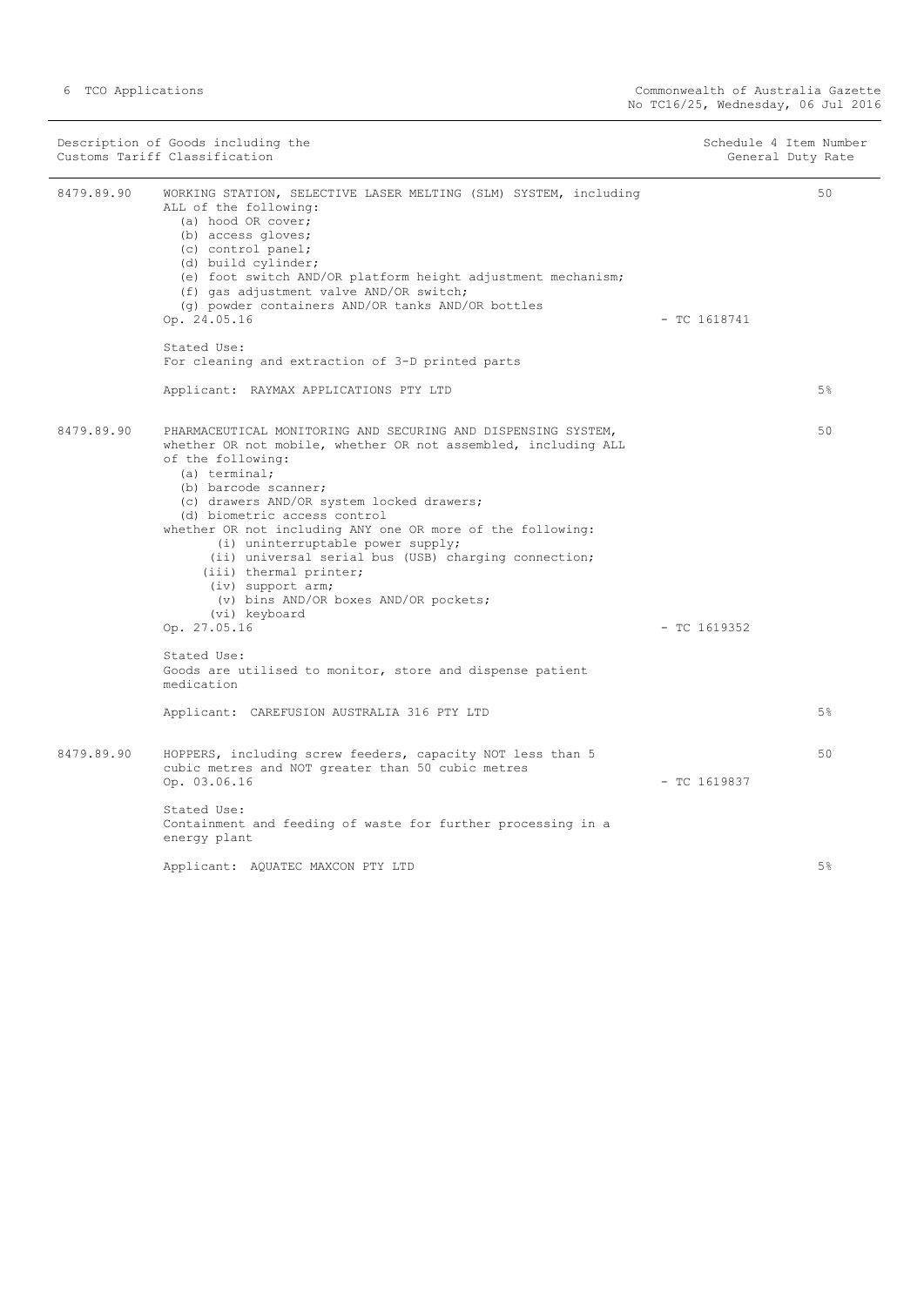| Description of Goods including the Customs Tariff Classification | | | Schedule 4 Item Number General Duty Rate |
|---|---|---|---|
| 8479.89.90 | WORKING STATION, SELECTIVE LASER MELTING (SLM) SYSTEM, including ALL of the following:<br>(a) hood OR cover;<br>(b) access gloves;<br>(c) control panel;<br>(d) build cylinder;<br>(e) foot switch AND/OR platform height adjustment mechanism;<br>(f) gas adjustment valve AND/OR switch;<br>(g) powder containers AND/OR tanks AND/OR bottles<br>Op. 24.05.16<br><br>Stated Use:<br>For cleaning and extraction of 3-D printed parts<br><br>Applicant: RAYMAX APPLICATIONS PTY LTD | - TC 1618741 | 50<br><br><br><br><br><br><br><br><br><br><br><br><br>5% |
| 8479.89.90 | PHARMACEUTICAL MONITORING AND SECURING AND DISPENSING SYSTEM, whether OR not mobile, whether OR not assembled, including ALL of the following:<br>(a) terminal;<br>(b) barcode scanner;<br>(c) drawers AND/OR system locked drawers;<br>(d) biometric access control<br>whether OR not including ANY one OR more of the following:<br>(i) uninterruptable power supply;<br>(ii) universal serial bus (USB) charging connection;<br>(iii) thermal printer;<br>(iv) support arm;<br>(v) bins AND/OR boxes AND/OR pockets;<br>(vi) keyboard<br>Op. 27.05.16<br><br>Stated Use:<br>Goods are utilised to monitor, store and dispense patient medication<br><br>Applicant: CAREFUSION AUSTRALIA 316 PTY LTD | - TC 1619352 | 50<br><br><br><br><br><br><br><br><br><br><br><br><br><br><br><br><br><br>5% |
| 8479.89.90 | HOPPERS, including screw feeders, capacity NOT less than 5 cubic metres and NOT greater than 50 cubic metres<br>Op. 03.06.16<br><br>Stated Use:<br>Containment and feeding of waste for further processing in a energy plant<br><br>Applicant: AQUATEC MAXCON PTY LTD | - TC 1619837 | 50<br><br><br><br><br><br><br>5% |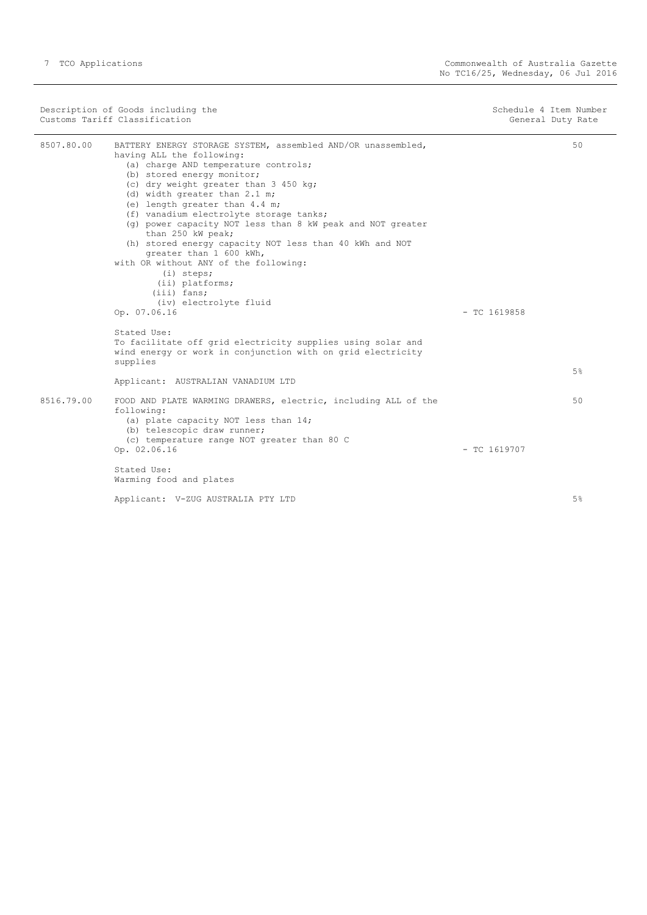| Description of Goods including the Customs Tariff Classification | | Schedule 4 Item Number General Duty Rate | |
|---|---|---|---|
| 8507.80.00 | BATTERY ENERGY STORAGE SYSTEM, assembled AND/OR unassembled, having ALL the following:<br>(a) charge AND temperature controls;<br>(b) stored energy monitor;<br>(c) dry weight greater than 3 450 kg;<br>(d) width greater than 2.1 m;<br>(e) length greater than 4.4 m;<br>(f) vanadium electrolyte storage tanks;<br>(g) power capacity NOT less than 8 kW peak and NOT greater than 250 kW peak;<br>(h) stored energy capacity NOT less than 40 kWh and NOT greater than 1 600 kWh,<br>with OR without ANY of the following:<br>(i) steps;<br>(ii) platforms;<br>(iii) fans;<br>(iv) electrolyte fluid<br>Op. 07.06.16<br><br>Stated Use:<br>To facilitate off grid electricity supplies using solar and wind energy or work in conjunction with on grid electricity supplies<br><br>Applicant: AUSTRALIAN VANADIUM LTD | - TC 1619858 | 50<br><br>5% |
| 8516.79.00 | FOOD AND PLATE WARMING DRAWERS, electric, including ALL of the following:<br>(a) plate capacity NOT less than 14;<br>(b) telescopic draw runner;<br>(c) temperature range NOT greater than 80 C<br>Op. 02.06.16<br><br>Stated Use:<br>Warming food and plates<br><br>Applicant: V-ZUG AUSTRALIA PTY LTD | - TC 1619707 | 50<br><br>5% |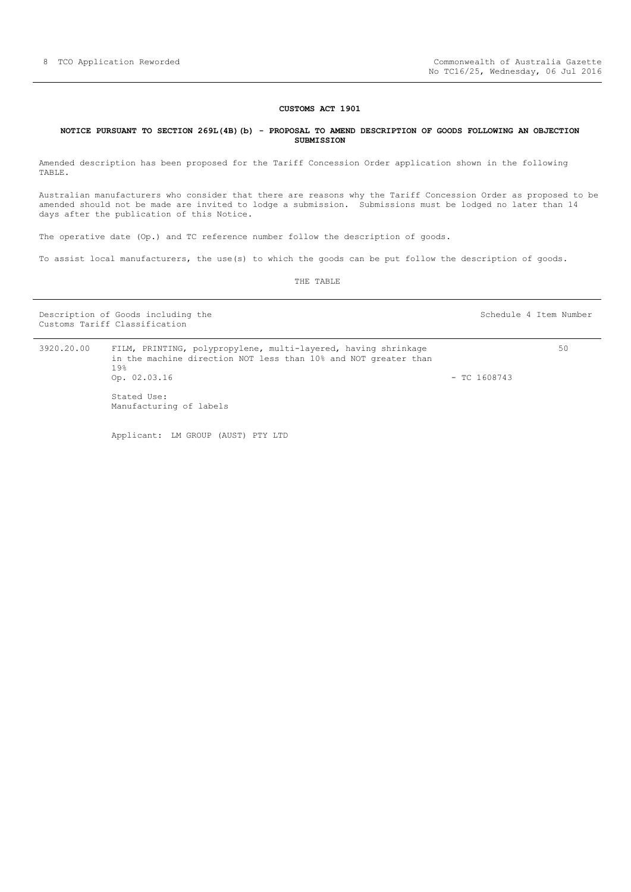## CUSTOMS ACT 1901

### NOTICE PURSUANT TO SECTION 269L(4B)(b) - PROPOSAL TO AMEND DESCRIPTION OF GOODS FOLLOWING AN OBJECTION SUBMISSION

Amended description has been proposed for the Tariff Concession Order application shown in the following TABLE.

Australian manufacturers who consider that there are reasons why the Tariff Concession Order as proposed to be amended should not be made are invited to lodge a submission. Submissions must be lodged no later than 14 days after the publication of this Notice.

The operative date (Op.) and TC reference number follow the description of goods.

To assist local manufacturers, the use(s) to which the goods can be put follow the description of goods.

THE TABLE

| Description of Goods including the Customs Tariff Classification | | | Schedule 4 Item Number |
|---|---|---|---|
| 3920.20.00 | FILM, PRINTING, polypropylene, multi-layered, having shrinkage in the machine direction NOT less than 10% and NOT greater than 19%<br>Op. 02.03.16<br><br>Stated Use:<br>Manufacturing of labels<br><br>Applicant: LM GROUP (AUST) PTY LTD | - TC 1608743 | 50 |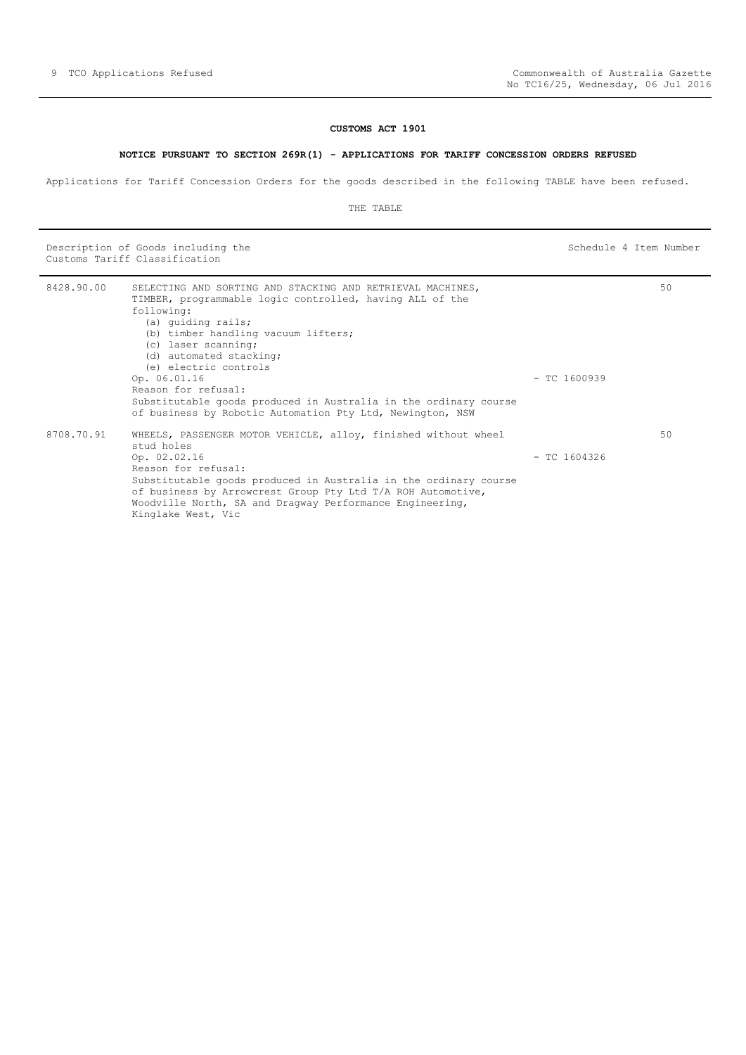## CUSTOMS ACT 1901

### NOTICE PURSUANT TO SECTION 269R(1) - APPLICATIONS FOR TARIFF CONCESSION ORDERS REFUSED

Applications for Tariff Concession Orders for the goods described in the following TABLE have been refused.

THE TABLE

| Description of Goods including the Customs Tariff Classification | | | Schedule 4 Item Number |
|---|---|---|---|
| 8428.90.00 | SELECTING AND SORTING AND STACKING AND RETRIEVAL MACHINES, TIMBER, programmable logic controlled, having ALL of the following:<br>(a) guiding rails;<br>(b) timber handling vacuum lifters;<br>(c) laser scanning;<br>(d) automated stacking;<br>(e) electric controls<br>Op. 06.01.16<br>Reason for refusal:<br>Substitutable goods produced in Australia in the ordinary course of business by Robotic Automation Pty Ltd, Newington, NSW | - TC 1600939 | 50 |
| 8708.70.91 | WHEELS, PASSENGER MOTOR VEHICLE, alloy, finished without wheel stud holes<br>Op. 02.02.16<br>Reason for refusal:<br>Substitutable goods produced in Australia in the ordinary course of business by Arrowcrest Group Pty Ltd T/A ROH Automotive, Woodville North, SA and Dragway Performance Engineering, Kinglake West, Vic | - TC 1604326 | 50 |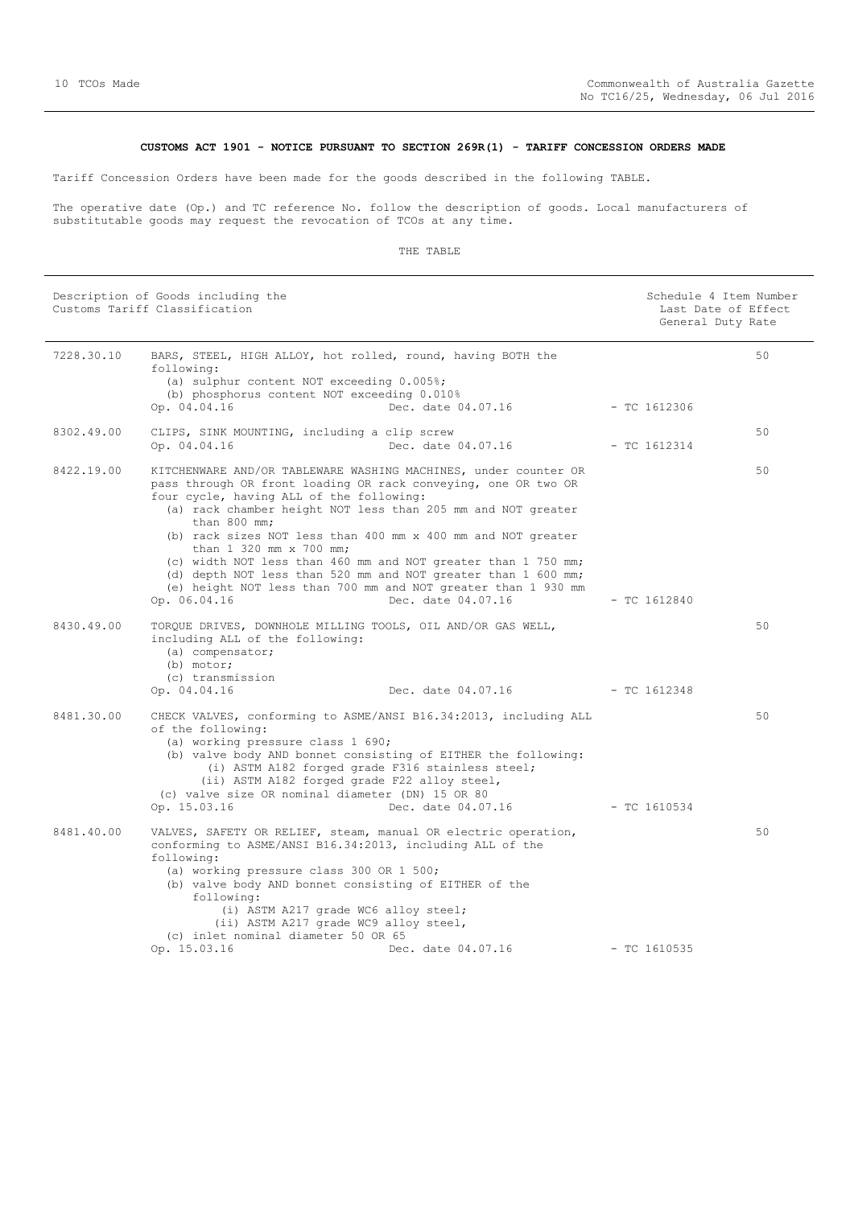## CUSTOMS ACT 1901 - NOTICE PURSUANT TO SECTION 269R(1) - TARIFF CONCESSION ORDERS MADE

Tariff Concession Orders have been made for the goods described in the following TABLE.

The operative date (Op.) and TC reference No. follow the description of goods. Local manufacturers of substitutable goods may request the revocation of TCOs at any time.

THE TABLE

| Description of Goods including the Customs Tariff Classification | | | Schedule 4 Item Number Last Date of Effect General Duty Rate |
|---|---|---|---|
| 7228.30.10 | BARS, STEEL, HIGH ALLOY, hot rolled, round, having BOTH the following:<br>(a) sulphur content NOT exceeding 0.005%;<br>(b) phosphorus content NOT exceeding 0.010%<br>Op. 04.04.16 Dec. date 04.07.16 | - TC 1612306 | 50 |
| 8302.49.00 | CLIPS, SINK MOUNTING, including a clip screw<br>Op. 04.04.16 Dec. date 04.07.16 | - TC 1612314 | 50 |
| 8422.19.00 | KITCHENWARE AND/OR TABLEWARE WASHING MACHINES, under counter OR pass through OR front loading OR rack conveying, one OR two OR four cycle, having ALL of the following:<br>(a) rack chamber height NOT less than 205 mm and NOT greater than 800 mm;<br>(b) rack sizes NOT less than 400 mm x 400 mm and NOT greater than 1 320 mm x 700 mm;<br>(c) width NOT less than 460 mm and NOT greater than 1 750 mm;<br>(d) depth NOT less than 520 mm and NOT greater than 1 600 mm;<br>(e) height NOT less than 700 mm and NOT greater than 1 930 mm<br>Op. 06.04.16 Dec. date 04.07.16 | - TC 1612840 | 50 |
| 8430.49.00 | TORQUE DRIVES, DOWNHOLE MILLING TOOLS, OIL AND/OR GAS WELL, including ALL of the following:<br>(a) compensator;<br>(b) motor;<br>(c) transmission<br>Op. 04.04.16 Dec. date 04.07.16 | - TC 1612348 | 50 |
| 8481.30.00 | CHECK VALVES, conforming to ASME/ANSI B16.34:2013, including ALL of the following:<br>(a) working pressure class 1 690;<br>(b) valve body AND bonnet consisting of EITHER the following:<br>(i) ASTM A182 forged grade F316 stainless steel;<br>(ii) ASTM A182 forged grade F22 alloy steel,<br>(c) valve size OR nominal diameter (DN) 15 OR 80<br>Op. 15.03.16 Dec. date 04.07.16 | - TC 1610534 | 50 |
| 8481.40.00 | VALVES, SAFETY OR RELIEF, steam, manual OR electric operation, conforming to ASME/ANSI B16.34:2013, including ALL of the following:<br>(a) working pressure class 300 OR 1 500;<br>(b) valve body AND bonnet consisting of EITHER of the following:<br>(i) ASTM A217 grade WC6 alloy steel;<br>(ii) ASTM A217 grade WC9 alloy steel,<br>(c) inlet nominal diameter 50 OR 65<br>Op. 15.03.16 Dec. date 04.07.16 | - TC 1610535 | 50 |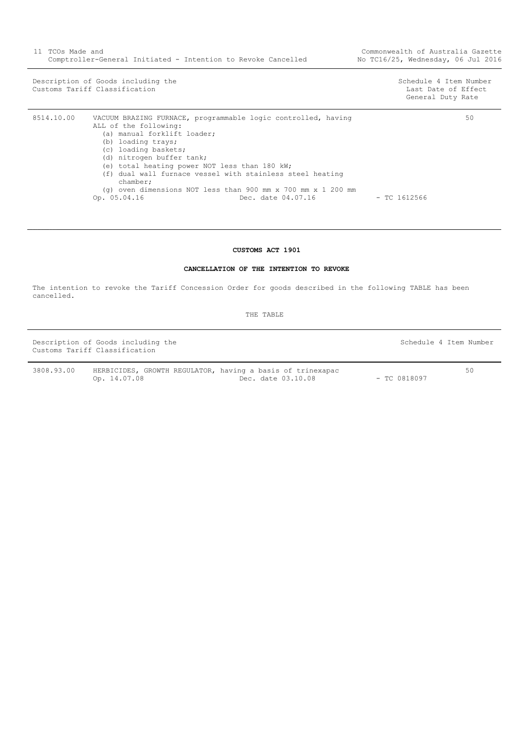| Description of Goods including the Customs Tariff Classification | | | Schedule 4 Item Number Last Date of Effect General Duty Rate |
|---|---|---|---|
| 8514.10.00 | VACUUM BRAZING FURNACE, programmable logic controlled, having ALL of the following:<br>(a) manual forklift loader;<br>(b) loading trays;<br>(c) loading baskets;<br>(d) nitrogen buffer tank;<br>(e) total heating power NOT less than 180 kW;<br>(f) dual wall furnace vessel with stainless steel heating chamber;<br>(g) oven dimensions NOT less than 900 mm x 700 mm x 1 200 mm<br>Op. 05.04.16 Dec. date 04.07.16 | - TC 1612566 | 50 |

**CUSTOMS ACT 1901**

**CANCELLATION OF THE INTENTION TO REVOKE**

The intention to revoke the Tariff Concession Order for goods described in the following TABLE has been cancelled.

THE TABLE

| Description of Goods including the Customs Tariff Classification | | | Schedule 4 Item Number |
|---|---|---|---|
| 3808.93.00 | HERBICIDES, GROWTH REGULATOR, having a basis of trinexapac<br>Op. 14.07.08 Dec. date 03.10.08 | - TC 0818097 | 50 |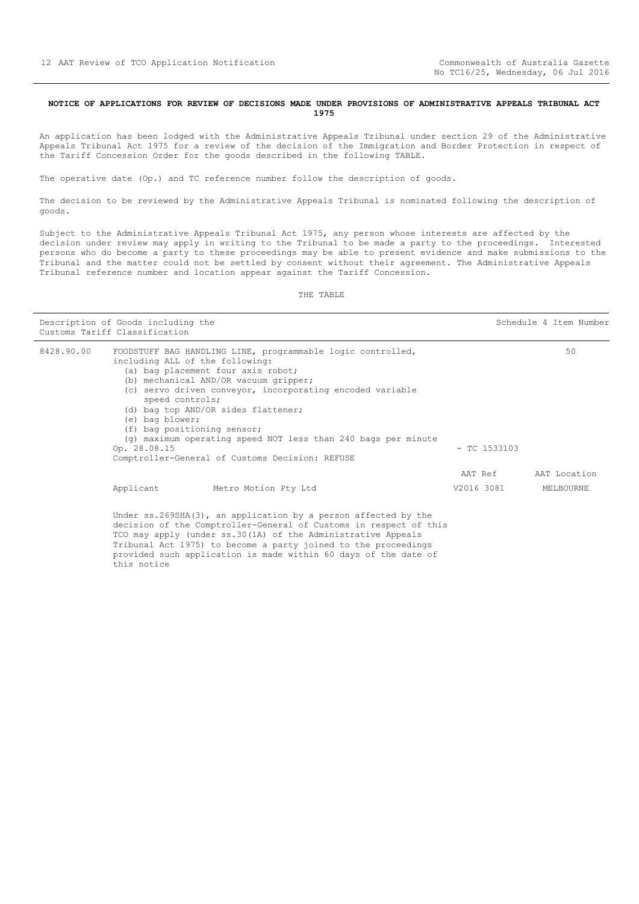**NOTICE OF APPLICATIONS FOR REVIEW OF DECISIONS MADE UNDER PROVISIONS OF ADMINISTRATIVE APPEALS TRIBUNAL ACT 1975**

An application has been lodged with the Administrative Appeals Tribunal under section 29 of the Administrative Appeals Tribunal Act 1975 for a review of the decision of the Immigration and Border Protection in respect of the Tariff Concession Order for the goods described in the following TABLE.

The operative date (Op.) and TC reference number follow the description of goods.

The decision to be reviewed by the Administrative Appeals Tribunal is nominated following the description of goods.

Subject to the Administrative Appeals Tribunal Act 1975, any person whose interests are affected by the decision under review may apply in writing to the Tribunal to be made a party to the proceedings. Interested persons who do become a party to these proceedings may be able to present evidence and make submissions to the Tribunal and the matter could not be settled by consent without their agreement. The Administrative Appeals Tribunal reference number and location appear against the Tariff Concession.

THE TABLE

| Description of Goods including the Customs Tariff Classification | | | Schedule 4 Item Number |
|---|---|---|---|
| 8428.90.00 | FOODSTUFF BAG HANDLING LINE, programmable logic controlled, including ALL of the following:<br>(a) bag placement four axis robot;<br>(b) mechanical AND/OR vacuum gripper;<br>(c) servo driven conveyor, incorporating encoded variable speed controls;<br>(d) bag top AND/OR sides flattener;<br>(e) bag blower;<br>(f) bag positioning sensor;<br>(g) maximum operating speed NOT less than 240 bags per minute<br>Op. 28.08.15<br>Comptroller-General of Customs Decision: REFUSE | - TC 1533103 | 50 |
| | | AAT Ref | AAT Location |
| | Applicant Metro Motion Pty Ltd | V2016 3081 | MELBOURNE |

Under ss.269SHA(3), an application by a person affected by the decision of the Comptroller-General of Customs in respect of this TCO may apply (under ss.30(1A) of the Administrative Appeals Tribunal Act 1975) to become a party joined to the proceedings provided such application is made within 60 days of the date of this notice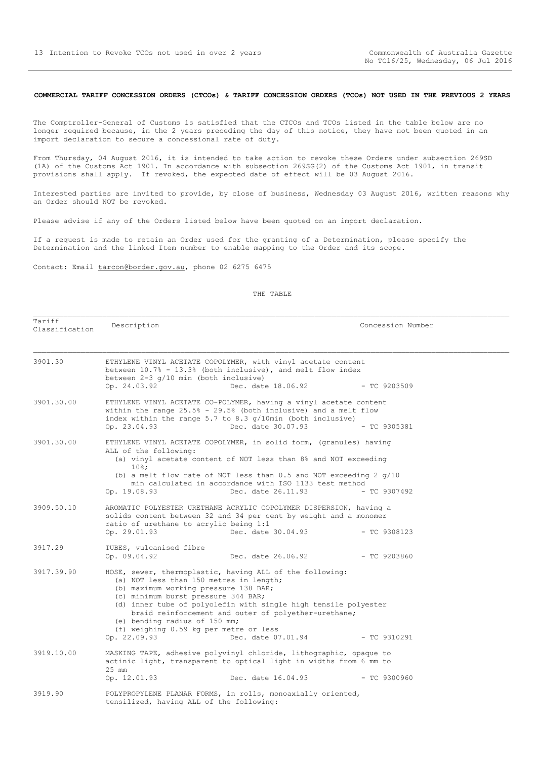**COMMERCIAL TARIFF CONCESSION ORDERS (CTCOs) & TARIFF CONCESSION ORDERS (TCOs) NOT USED IN THE PREVIOUS 2 YEARS**

The Comptroller-General of Customs is satisfied that the CTCOs and TCOs listed in the table below are no longer required because, in the 2 years preceding the day of this notice, they have not been quoted in an import declaration to secure a concessional rate of duty.

From Thursday, 04 August 2016, it is intended to take action to revoke these Orders under subsection 269SD (1A) of the Customs Act 1901. In accordance with subsection 269SG(2) of the Customs Act 1901, in transit provisions shall apply. If revoked, the expected date of effect will be 03 August 2016.

Interested parties are invited to provide, by close of business, Wednesday 03 August 2016, written reasons why an Order should NOT be revoked.

Please advise if any of the Orders listed below have been quoted on an import declaration.

If a request is made to retain an Order used for the granting of a Determination, please specify the Determination and the linked Item number to enable mapping to the Order and its scope.

Contact: Email tarcon@border.gov.au, phone 02 6275 6475

THE TABLE

| Tariff Classification | Description | Concession Number |
|---|---|---|
| 3901.30 | ETHYLENE VINYL ACETATE COPOLYMER, with vinyl acetate content between 10.7% - 13.3% (both inclusive), and melt flow index between 2-3 g/10 min (both inclusive)<br>Op. 24.03.92 Dec. date 18.06.92 | - TC 9203509 |
| 3901.30.00 | ETHYLENE VINYL ACETATE CO-POLYMER, having a vinyl acetate content within the range 25.5% - 29.5% (both inclusive) and a melt flow index within the range 5.7 to 8.3 g/10min (both inclusive)<br>Op. 23.04.93 Dec. date 30.07.93 | - TC 9305381 |
| 3901.30.00 | ETHYLENE VINYL ACETATE COPOLYMER, in solid form, (granules) having ALL of the following:<br>(a) vinyl acetate content of NOT less than 8% and NOT exceeding 10%;<br>(b) a melt flow rate of NOT less than 0.5 and NOT exceeding 2 g/10 min calculated in accordance with ISO 1133 test method<br>Op. 19.08.93 Dec. date 26.11.93 | - TC 9307492 |
| 3909.50.10 | AROMATIC POLYESTER URETHANE ACRYLIC COPOLYMER DISPERSION, having a solids content between 32 and 34 per cent by weight and a monomer ratio of urethane to acrylic being 1:1<br>Op. 29.01.93 Dec. date 30.04.93 | - TC 9308123 |
| 3917.29 | TUBES, vulcanised fibre<br>Op. 09.04.92 Dec. date 26.06.92 | - TC 9203860 |
| 3917.39.90 | HOSE, sewer, thermoplastic, having ALL of the following:<br>(a) NOT less than 150 metres in length;<br>(b) maximum working pressure 138 BAR;<br>(c) minimum burst pressure 344 BAR;<br>(d) inner tube of polyolefin with single high tensile polyester braid reinforcement and outer of polyether-urethane;<br>(e) bending radius of 150 mm;<br>(f) weighing 0.59 kg per metre or less<br>Op. 22.09.93 Dec. date 07.01.94 | - TC 9310291 |
| 3919.10.00 | MASKING TAPE, adhesive polyvinyl chloride, lithographic, opaque to actinic light, transparent to optical light in widths from 6 mm to 25 mm<br>Op. 12.01.93 Dec. date 16.04.93 | - TC 9300960 |
| 3919.90 | POLYPROPYLENE PLANAR FORMS, in rolls, monoaxially oriented, tensilized, having ALL of the following: | |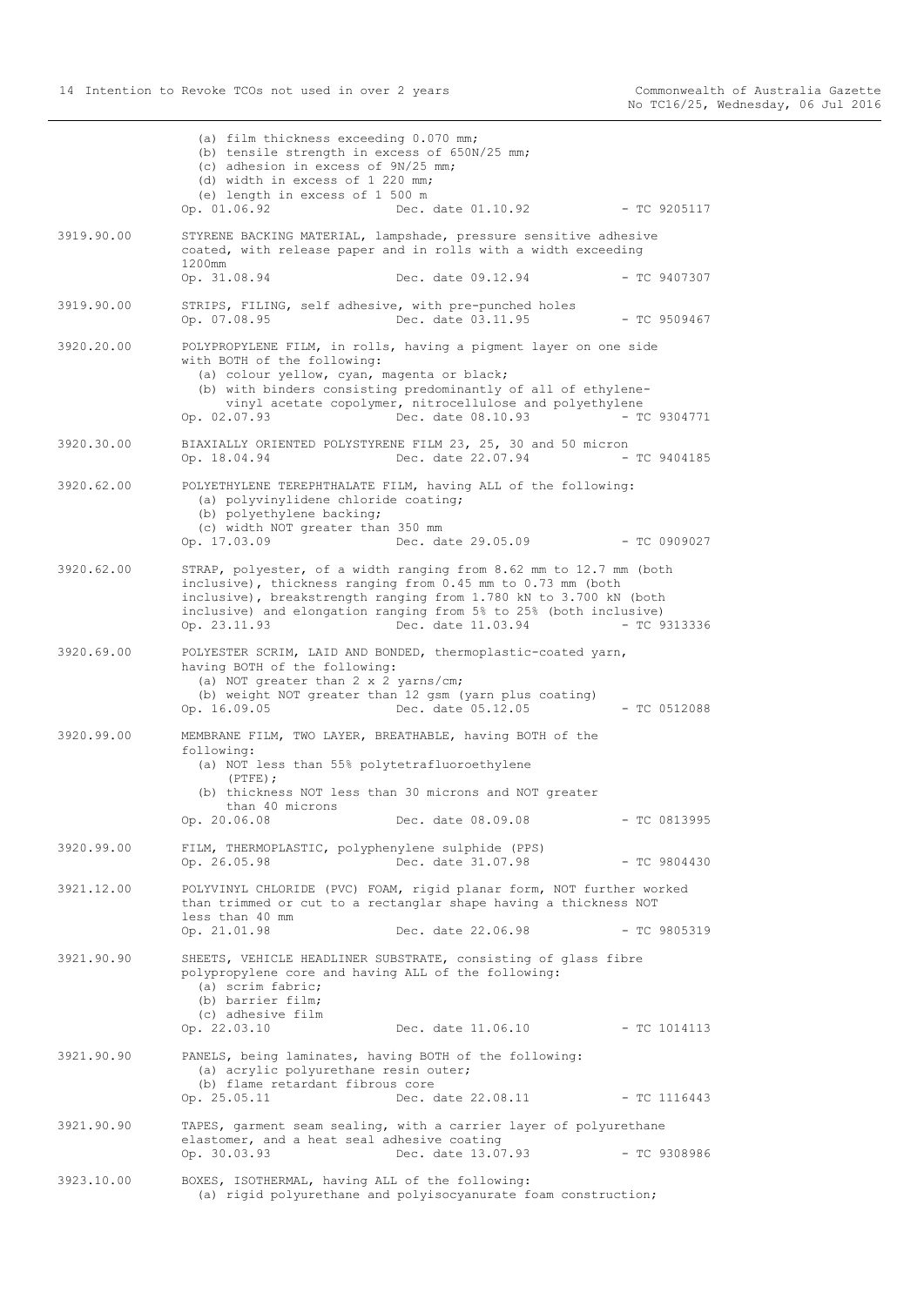(a) film thickness exceeding 0.070 mm;
(b) tensile strength in excess of 650N/25 mm;
(c) adhesion in excess of 9N/25 mm;
(d) width in excess of 1 220 mm;
(e) length in excess of 1 500 m

Op. 01.06.92 Dec. date 01.10.92 - TC 9205117

3919.90.00 STYRENE BACKING MATERIAL, lampshade, pressure sensitive adhesive coated, with release paper and in rolls with a width exceeding 1200mm

Op. 31.08.94 Dec. date 09.12.94 - TC 9407307

3919.90.00 STRIPS, FILING, self adhesive, with pre-punched holes

Op. 07.08.95 Dec. date 03.11.95 - TC 9509467

3920.20.00 POLYPROPYLENE FILM, in rolls, having a pigment layer on one side with BOTH of the following:
(a) colour yellow, cyan, magenta or black;
(b) with binders consisting predominantly of all of ethylene-vinyl acetate copolymer, nitrocellulose and polyethylene

Op. 02.07.93 Dec. date 08.10.93 - TC 9304771

3920.30.00 BIAXIALLY ORIENTED POLYSTYRENE FILM 23, 25, 30 and 50 micron

Op. 18.04.94 Dec. date 22.07.94 - TC 9404185

3920.62.00 POLYETHYLENE TEREPHTHALATE FILM, having ALL of the following:
(a) polyvinylidene chloride coating;
(b) polyethylene backing;
(c) width NOT greater than 350 mm

Op. 17.03.09 Dec. date 29.05.09 - TC 0909027

3920.62.00 STRAP, polyester, of a width ranging from 8.62 mm to 12.7 mm (both inclusive), thickness ranging from 0.45 mm to 0.73 mm (both inclusive), breakstrength ranging from 1.780 kN to 3.700 kN (both inclusive) and elongation ranging from 5% to 25% (both inclusive)

Op. 23.11.93 Dec. date 11.03.94 - TC 9313336

3920.69.00 POLYESTER SCRIM, LAID AND BONDED, thermoplastic-coated yarn, having BOTH of the following:
(a) NOT greater than 2 x 2 yarns/cm;
(b) weight NOT greater than 12 gsm (yarn plus coating)

Op. 16.09.05 Dec. date 05.12.05 - TC 0512088

3920.99.00 MEMBRANE FILM, TWO LAYER, BREATHABLE, having BOTH of the following:
(a) NOT less than 55% polytetrafluoroethylene (PTFE);
(b) thickness NOT less than 30 microns and NOT greater than 40 microns

Op. 20.06.08 Dec. date 08.09.08 - TC 0813995

3920.99.00 FILM, THERMOPLASTIC, polyphenylene sulphide (PPS)

Op. 26.05.98 Dec. date 31.07.98 - TC 9804430

3921.12.00 POLYVINYL CHLORIDE (PVC) FOAM, rigid planar form, NOT further worked than trimmed or cut to a rectanglar shape having a thickness NOT less than 40 mm

Op. 21.01.98 Dec. date 22.06.98 - TC 9805319

3921.90.90 SHEETS, VEHICLE HEADLINER SUBSTRATE, consisting of glass fibre polypropylene core and having ALL of the following:
(a) scrim fabric;
(b) barrier film;
(c) adhesive film

Op. 22.03.10 Dec. date 11.06.10 - TC 1014113

3921.90.90 PANELS, being laminates, having BOTH of the following:
(a) acrylic polyurethane resin outer;
(b) flame retardant fibrous core

Op. 25.05.11 Dec. date 22.08.11 - TC 1116443

3921.90.90 TAPES, garment seam sealing, with a carrier layer of polyurethane elastomer, and a heat seal adhesive coating

Op. 30.03.93 Dec. date 13.07.93 - TC 9308986

3923.10.00 BOXES, ISOTHERMAL, having ALL of the following:
(a) rigid polyurethane and polyisocyanurate foam construction;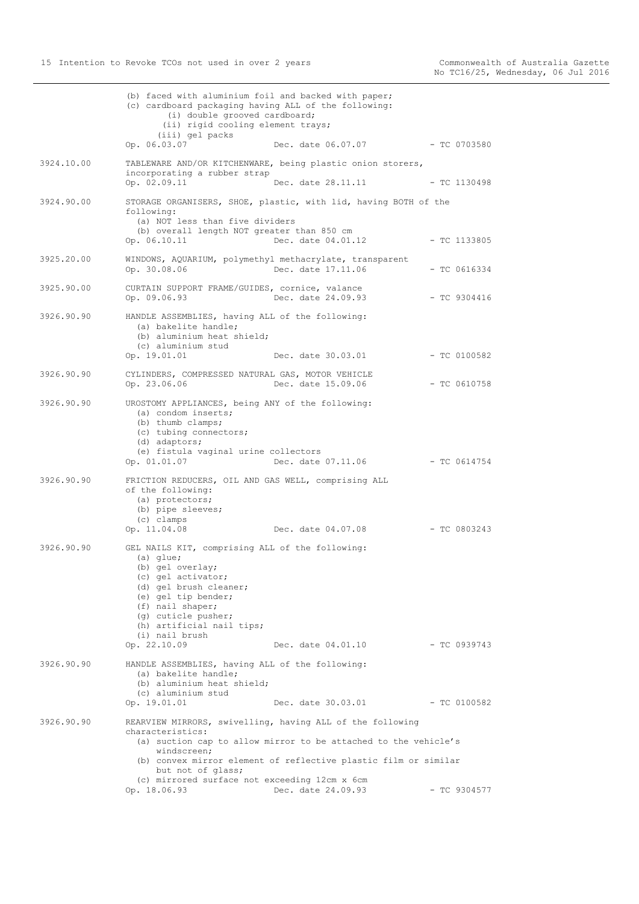(b) faced with aluminium foil and backed with paper;
(c) cardboard packaging having ALL of the following:
(i) double grooved cardboard;
(ii) rigid cooling element trays;
(iii) gel packs

| | | | |
|---|---|---|---|
| | Op. 06.03.07 | Dec. date 06.07.07 | - TC 0703580 |

| Tariff | Description | Dec. date | TC |
|---|---|---|---|
| 3924.10.00 | TABLEWARE AND/OR KITCHENWARE, being plastic onion storers, incorporating a rubber strap<br>Op. 02.09.11 | Dec. date 28.11.11 | - TC 1130498 |
| 3924.90.00 | STORAGE ORGANISERS, SHOE, plastic, with lid, having BOTH of the following:<br>(a) NOT less than five dividers<br>(b) overall length NOT greater than 850 cm<br>Op. 06.10.11 | Dec. date 04.01.12 | - TC 1133805 |
| 3925.20.00 | WINDOWS, AQUARIUM, polymethyl methacrylate, transparent<br>Op. 30.08.06 | Dec. date 17.11.06 | - TC 0616334 |
| 3925.90.00 | CURTAIN SUPPORT FRAME/GUIDES, cornice, valance<br>Op. 09.06.93 | Dec. date 24.09.93 | - TC 9304416 |
| 3926.90.90 | HANDLE ASSEMBLIES, having ALL of the following:<br>(a) bakelite handle;<br>(b) aluminium heat shield;<br>(c) aluminium stud<br>Op. 19.01.01 | Dec. date 30.03.01 | - TC 0100582 |
| 3926.90.90 | CYLINDERS, COMPRESSED NATURAL GAS, MOTOR VEHICLE<br>Op. 23.06.06 | Dec. date 15.09.06 | - TC 0610758 |
| 3926.90.90 | UROSTOMY APPLIANCES, being ANY of the following:<br>(a) condom inserts;<br>(b) thumb clamps;<br>(c) tubing connectors;<br>(d) adaptors;<br>(e) fistula vaginal urine collectors<br>Op. 01.01.07 | Dec. date 07.11.06 | - TC 0614754 |
| 3926.90.90 | FRICTION REDUCERS, OIL AND GAS WELL, comprising ALL of the following:<br>(a) protectors;<br>(b) pipe sleeves;<br>(c) clamps<br>Op. 11.04.08 | Dec. date 04.07.08 | - TC 0803243 |
| 3926.90.90 | GEL NAILS KIT, comprising ALL of the following:<br>(a) glue;<br>(b) gel overlay;<br>(c) gel activator;<br>(d) gel brush cleaner;<br>(e) gel tip bender;<br>(f) nail shaper;<br>(g) cuticle pusher;<br>(h) artificial nail tips;<br>(i) nail brush<br>Op. 22.10.09 | Dec. date 04.01.10 | - TC 0939743 |
| 3926.90.90 | HANDLE ASSEMBLIES, having ALL of the following:<br>(a) bakelite handle;<br>(b) aluminium heat shield;<br>(c) aluminium stud<br>Op. 19.01.01 | Dec. date 30.03.01 | - TC 0100582 |
| 3926.90.90 | REARVIEW MIRRORS, swivelling, having ALL of the following characteristics:<br>(a) suction cap to allow mirror to be attached to the vehicle's windscreen;<br>(b) convex mirror element of reflective plastic film or similar but not of glass;<br>(c) mirrored surface not exceeding 12cm x 6cm<br>Op. 18.06.93 | Dec. date 24.09.93 | - TC 9304577 |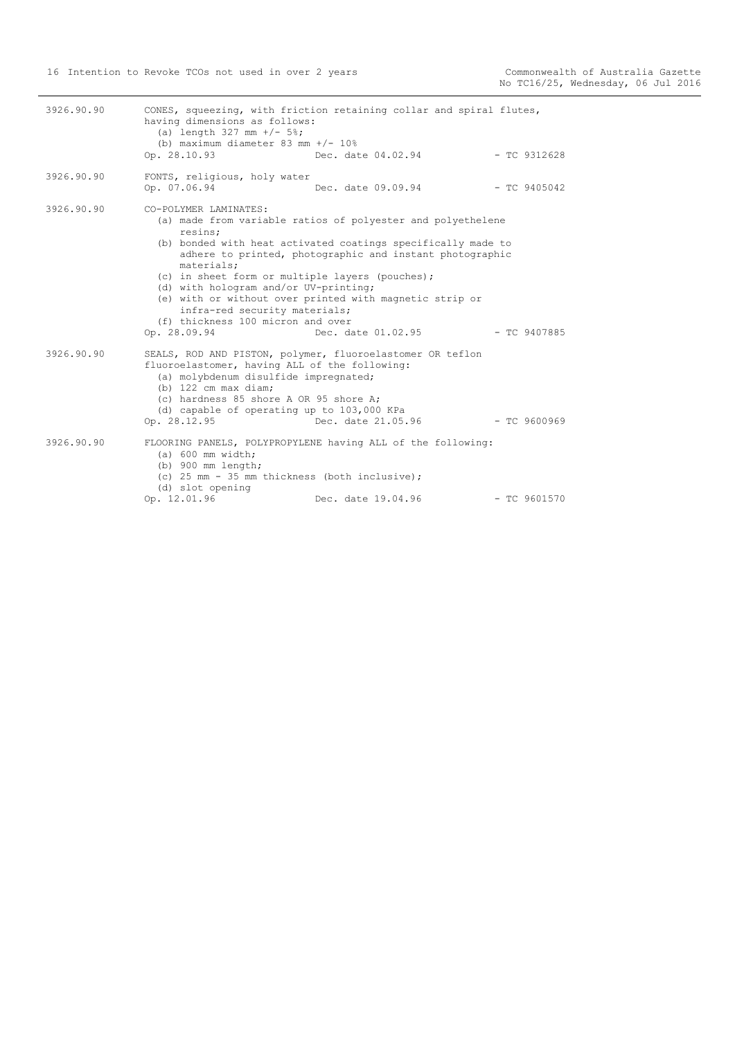3926.90.90 CONES, squeezing, with friction retaining collar and spiral flutes, having dimensions as follows:
(a) length 327 mm +/- 5%;
(b) maximum diameter 83 mm +/- 10%
Op. 28.10.93 Dec. date 04.02.94 - TC 9312628

3926.90.90 FONTS, religious, holy water
Op. 07.06.94 Dec. date 09.09.94 - TC 9405042

3926.90.90 CO-POLYMER LAMINATES:
(a) made from variable ratios of polyester and polyethelene resins;
(b) bonded with heat activated coatings specifically made to adhere to printed, photographic and instant photographic materials;
(c) in sheet form or multiple layers (pouches);
(d) with hologram and/or UV-printing;
(e) with or without over printed with magnetic strip or infra-red security materials;
(f) thickness 100 micron and over
Op. 28.09.94 Dec. date 01.02.95 - TC 9407885

3926.90.90 SEALS, ROD AND PISTON, polymer, fluoroelastomer OR teflon fluoroelastomer, having ALL of the following:
(a) molybdenum disulfide impregnated;
(b) 122 cm max diam;
(c) hardness 85 shore A OR 95 shore A;
(d) capable of operating up to 103,000 KPa
Op. 28.12.95 Dec. date 21.05.96 - TC 9600969

3926.90.90 FLOORING PANELS, POLYPROPYLENE having ALL of the following:
(a) 600 mm width;
(b) 900 mm length;
(c) 25 mm - 35 mm thickness (both inclusive);
(d) slot opening
Op. 12.01.96 Dec. date 19.04.96 - TC 9601570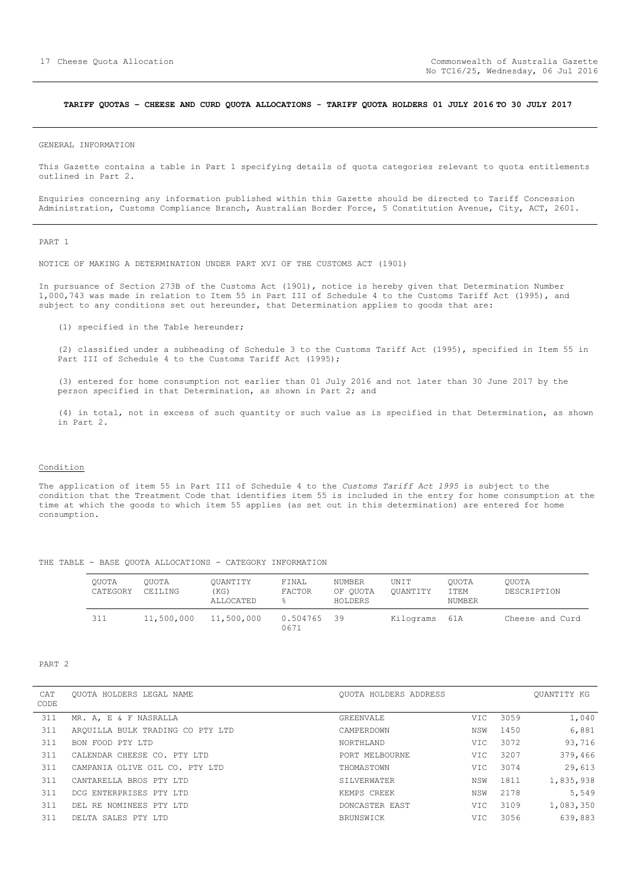**TARIFF QUOTAS – CHEESE AND CURD QUOTA ALLOCATIONS - TARIFF QUOTA HOLDERS 01 JULY 2016 TO 30 JULY 2017**

GENERAL INFORMATION

This Gazette contains a table in Part 1 specifying details of quota categories relevant to quota entitlements outlined in Part 2.

Enquiries concerning any information published within this Gazette should be directed to Tariff Concession Administration, Customs Compliance Branch, Australian Border Force, 5 Constitution Avenue, City, ACT, 2601.

PART 1

NOTICE OF MAKING A DETERMINATION UNDER PART XVI OF THE CUSTOMS ACT (1901)

In pursuance of Section 273B of the Customs Act (1901), notice is hereby given that Determination Number 1,000,743 was made in relation to Item 55 in Part III of Schedule 4 to the Customs Tariff Act (1995), and subject to any conditions set out hereunder, that Determination applies to goods that are:

(1) specified in the Table hereunder;

(2) classified under a subheading of Schedule 3 to the Customs Tariff Act (1995), specified in Item 55 in Part III of Schedule 4 to the Customs Tariff Act (1995);

(3) entered for home consumption not earlier than 01 July 2016 and not later than 30 June 2017 by the person specified in that Determination, as shown in Part 2; and

(4) in total, not in excess of such quantity or such value as is specified in that Determination, as shown in Part 2.

Condition

The application of item 55 in Part III of Schedule 4 to the *Customs Tariff Act 1995* is subject to the condition that the Treatment Code that identifies item 55 is included in the entry for home consumption at the time at which the goods to which item 55 applies (as set out in this determination) are entered for home consumption.

THE TABLE - BASE QUOTA ALLOCATIONS - CATEGORY INFORMATION

| QUOTA CATEGORY | QUOTA CEILING | QUANTITY (KG) ALLOCATED | FINAL FACTOR % | NUMBER OF QUOTA HOLDERS | UNIT QUANTITY | QUOTA ITEM NUMBER | QUOTA DESCRIPTION |
|---|---|---|---|---|---|---|---|
| 311 | 11,500,000 | 11,500,000 | 0.5047650671 | 39 | Kilograms | 61A | Cheese and Curd |

PART 2

| CAT CODE | QUOTA HOLDERS LEGAL NAME | QUOTA HOLDERS ADDRESS | | | QUANTITY KG |
|---|---|---|---|---|---|
| 311 | MR. A, E & F NASRALLA | GREENVALE | VIC | 3059 | 1,040 |
| 311 | ARQUILLA BULK TRADING CO PTY LTD | CAMPERDOWN | NSW | 1450 | 6,881 |
| 311 | BON FOOD PTY LTD | NORTHLAND | VIC | 3072 | 93,716 |
| 311 | CALENDAR CHEESE CO. PTY LTD | PORT MELBOURNE | VIC | 3207 | 379,466 |
| 311 | CAMPANIA OLIVE OIL CO. PTY LTD | THOMASTOWN | VIC | 3074 | 29,613 |
| 311 | CANTARELLA BROS PTY LTD | SILVERWATER | NSW | 1811 | 1,835,938 |
| 311 | DCG ENTERPRISES PTY LTD | KEMPS CREEK | NSW | 2178 | 5,549 |
| 311 | DEL RE NOMINEES PTY LTD | DONCASTER EAST | VIC | 3109 | 1,083,350 |
| 311 | DELTA SALES PTY LTD | BRUNSWICK | VIC | 3056 | 639,883 |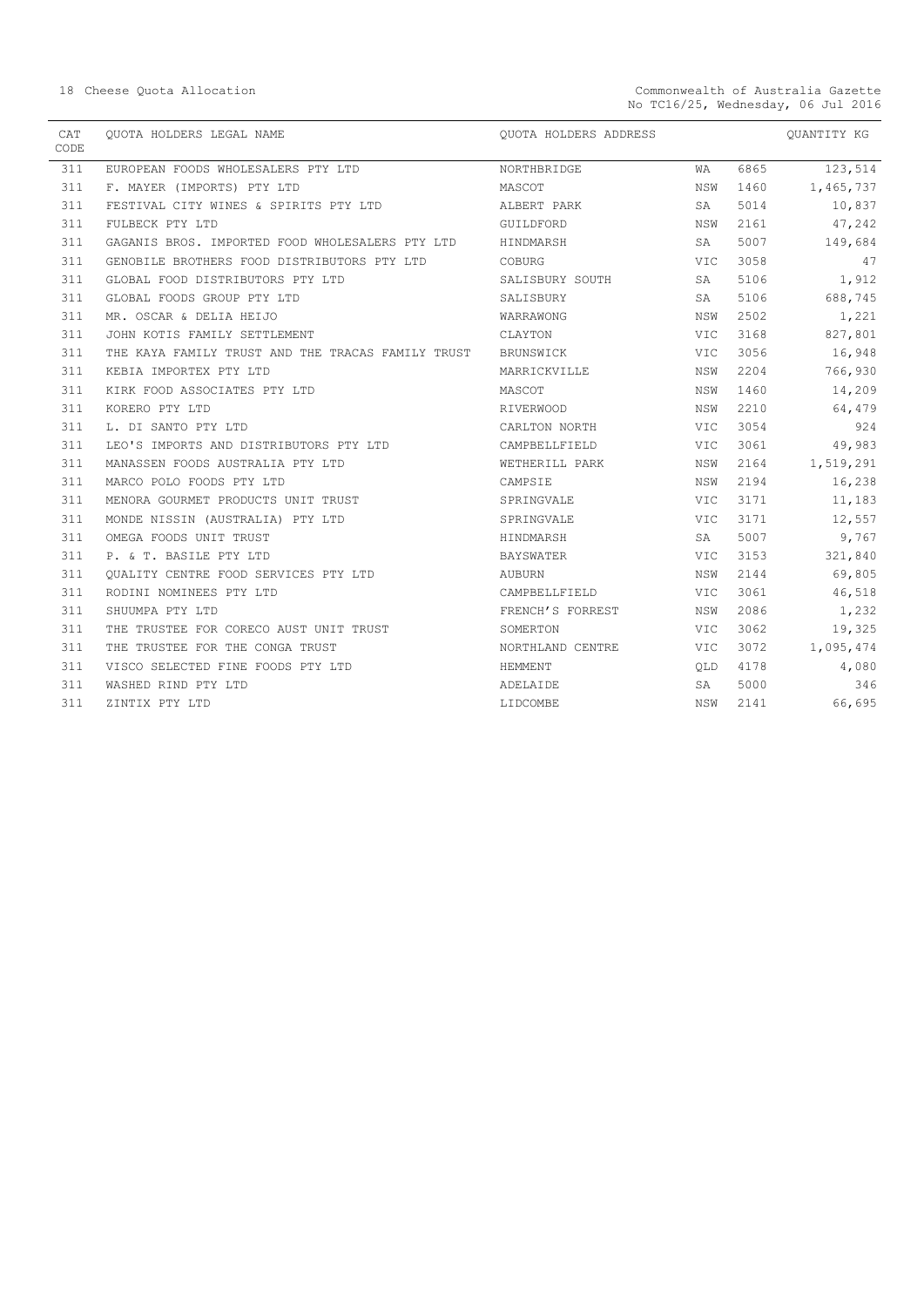| CAT CODE | QUOTA HOLDERS LEGAL NAME | QUOTA HOLDERS ADDRESS | | | QUANTITY KG |
|---|---|---|---|---|---|
| 311 | EUROPEAN FOODS WHOLESALERS PTY LTD | NORTHBRIDGE | WA | 6865 | 123,514 |
| 311 | F. MAYER (IMPORTS) PTY LTD | MASCOT | NSW | 1460 | 1,465,737 |
| 311 | FESTIVAL CITY WINES & SPIRITS PTY LTD | ALBERT PARK | SA | 5014 | 10,837 |
| 311 | FULBECK PTY LTD | GUILDFORD | NSW | 2161 | 47,242 |
| 311 | GAGANIS BROS. IMPORTED FOOD WHOLESALERS PTY LTD | HINDMARSH | SA | 5007 | 149,684 |
| 311 | GENOBILE BROTHERS FOOD DISTRIBUTORS PTY LTD | COBURG | VIC | 3058 | 47 |
| 311 | GLOBAL FOOD DISTRIBUTORS PTY LTD | SALISBURY SOUTH | SA | 5106 | 1,912 |
| 311 | GLOBAL FOODS GROUP PTY LTD | SALISBURY | SA | 5106 | 688,745 |
| 311 | MR. OSCAR & DELIA HEIJO | WARRAWONG | NSW | 2502 | 1,221 |
| 311 | JOHN KOTIS FAMILY SETTLEMENT | CLAYTON | VIC | 3168 | 827,801 |
| 311 | THE KAYA FAMILY TRUST AND THE TRACAS FAMILY TRUST | BRUNSWICK | VIC | 3056 | 16,948 |
| 311 | KEBIA IMPORTEX PTY LTD | MARRICKVILLE | NSW | 2204 | 766,930 |
| 311 | KIRK FOOD ASSOCIATES PTY LTD | MASCOT | NSW | 1460 | 14,209 |
| 311 | KORERO PTY LTD | RIVERWOOD | NSW | 2210 | 64,479 |
| 311 | L. DI SANTO PTY LTD | CARLTON NORTH | VIC | 3054 | 924 |
| 311 | LEO'S IMPORTS AND DISTRIBUTORS PTY LTD | CAMPBELLFIELD | VIC | 3061 | 49,983 |
| 311 | MANASSEN FOODS AUSTRALIA PTY LTD | WETHERILL PARK | NSW | 2164 | 1,519,291 |
| 311 | MARCO POLO FOODS PTY LTD | CAMPSIE | NSW | 2194 | 16,238 |
| 311 | MENORA GOURMET PRODUCTS UNIT TRUST | SPRINGVALE | VIC | 3171 | 11,183 |
| 311 | MONDE NISSIN (AUSTRALIA) PTY LTD | SPRINGVALE | VIC | 3171 | 12,557 |
| 311 | OMEGA FOODS UNIT TRUST | HINDMARSH | SA | 5007 | 9,767 |
| 311 | P. & T. BASILE PTY LTD | BAYSWATER | VIC | 3153 | 321,840 |
| 311 | QUALITY CENTRE FOOD SERVICES PTY LTD | AUBURN | NSW | 2144 | 69,805 |
| 311 | RODINI NOMINEES PTY LTD | CAMPBELLFIELD | VIC | 3061 | 46,518 |
| 311 | SHUUMPA PTY LTD | FRENCH'S FORREST | NSW | 2086 | 1,232 |
| 311 | THE TRUSTEE FOR CORECO AUST UNIT TRUST | SOMERTON | VIC | 3062 | 19,325 |
| 311 | THE TRUSTEE FOR THE CONGA TRUST | NORTHLAND CENTRE | VIC | 3072 | 1,095,474 |
| 311 | VISCO SELECTED FINE FOODS PTY LTD | HEMMENT | QLD | 4178 | 4,080 |
| 311 | WASHED RIND PTY LTD | ADELAIDE | SA | 5000 | 346 |
| 311 | ZINTIX PTY LTD | LIDCOMBE | NSW | 2141 | 66,695 |